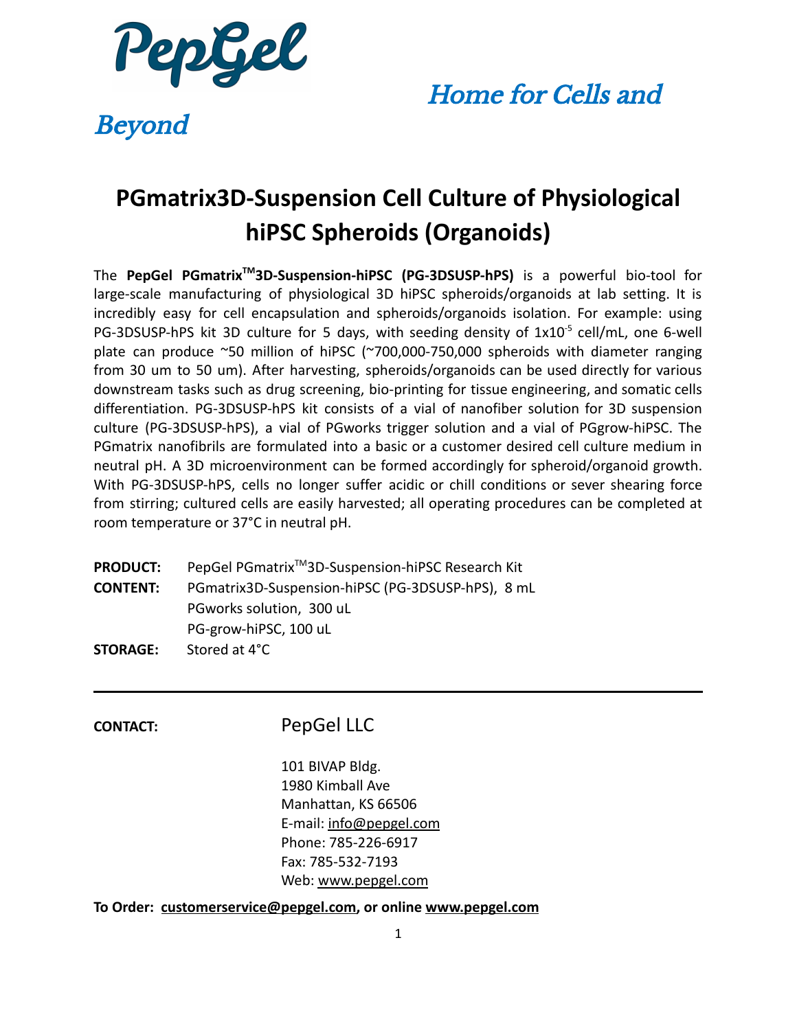PepGel

*Home for Cells and Beyond*

# PGmatrix3D-Suspension Cell Culture of Physiological hiPSC Spheroids (Organoids)

The **PepGel PGmatrix™3D-Suspension-hiPSC (PG-3DSUSP-hPS)** is a powerful bio-tool for large-scale manufacturing of physiological 3D hiPSC spheroids/organoids at lab setting. It is incredibly easy for cell encapsulation and spheroids/organoids isolation. For example: using PG-3DSUSP-hPS kit 3D culture for 5 days, with seeding density of $1x10^{-5}$ cell/mL, one 6-well plate can produce ~50 million of hiPSC (~700,000-750,000 spheroids with diameter ranging from 30 um to 50 um). After harvesting, spheroids/organoids can be used directly for various downstream tasks such as drug screening, bio-printing for tissue engineering, and somatic cells differentiation. PG-3DSUSP-hPS kit consists of a vial of nanofiber solution for 3D suspension culture (PG-3DSUSP-hPS), a vial of PGworks trigger solution and a vial of PGgrow-hiPSC. The PGmatrix nanofibrils are formulated into a basic or a customer desired cell culture medium in neutral pH. A 3D microenvironment can be formed accordingly for spheroid/organoid growth. With PG-3DSUSP-hPS, cells no longer suffer acidic or chill conditions or sever shearing force from stirring; cultured cells are easily harvested; all operating procedures can be completed at room temperature or 37°C in neutral pH.

**PRODUCT:** PepGel PGmatrix™3D-Suspension-hiPSC Research Kit

**CONTENT:** PGmatrix3D-Suspension-hiPSC (PG-3DSUSP-hPS), 8 mL
PGworks solution, 300 uL
PG-grow-hiPSC, 100 uL

**STORAGE:** Stored at 4°C

---

**CONTACT:**

PepGel LLC

101 BIVAP Bldg.
1980 Kimball Ave
Manhattan, KS 66506
E-mail: info@pepgel.com
Phone: 785-226-6917
Fax: 785-532-7193
Web: www.pepgel.com

**To Order: customerservice@pepgel.com, or online www.pepgel.com**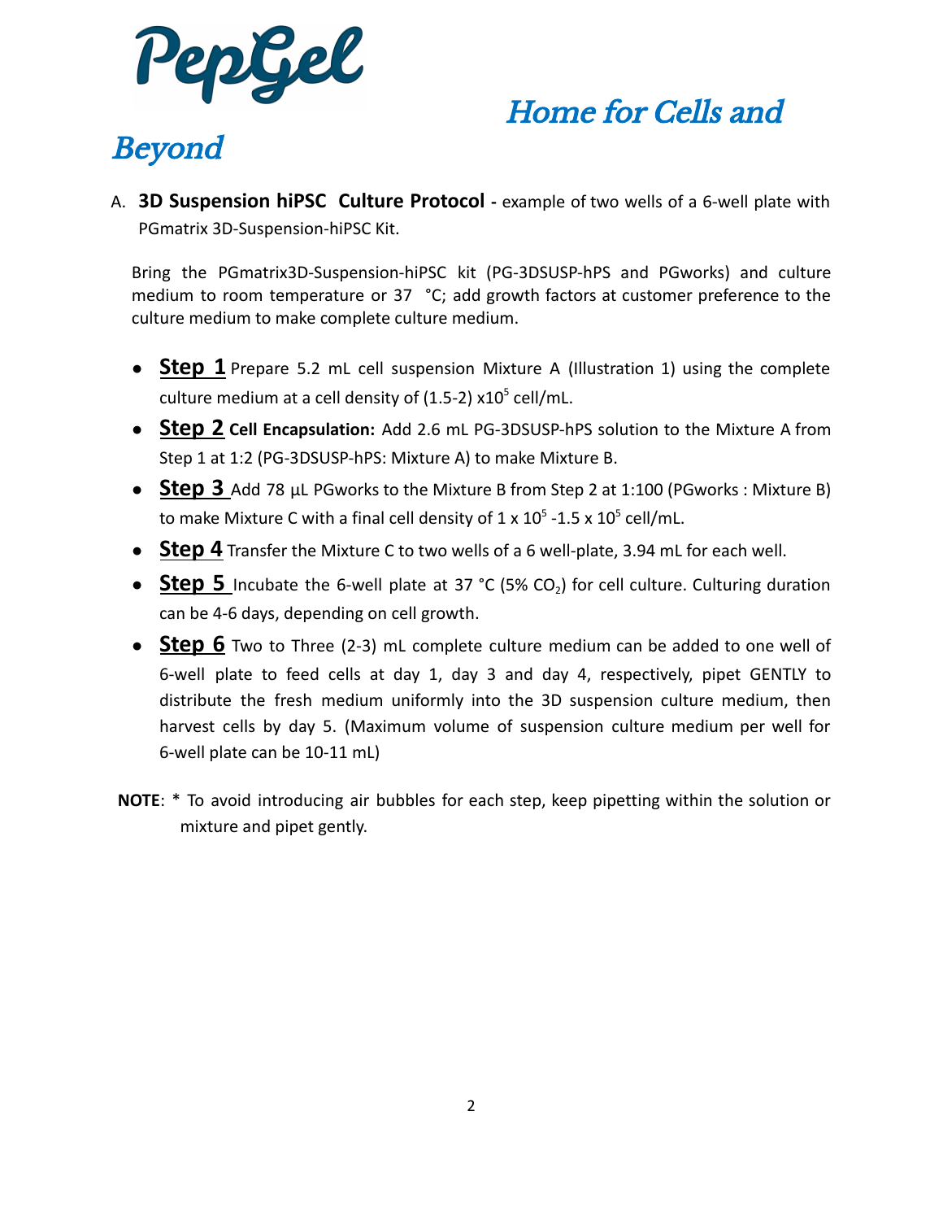A. **3D Suspension hiPSC Culture Protocol -** example of two wells of a 6-well plate with PGmatrix 3D-Suspension-hiPSC Kit.

Bring the PGmatrix3D-Suspension-hiPSC kit (PG-3DSUSP-hPS and PGworks) and culture medium to room temperature or 37 °C; add growth factors at customer preference to the culture medium to make complete culture medium.

- **Step 1** Prepare 5.2 mL cell suspension Mixture A (Illustration 1) using the complete culture medium at a cell density of (1.5-2) x$10^5$ cell/mL.
- **Step 2** **Cell Encapsulation:** Add 2.6 mL PG-3DSUSP-hPS solution to the Mixture A from Step 1 at 1:2 (PG-3DSUSP-hPS: Mixture A) to make Mixture B.
- **Step 3** Add 78 µL PGworks to the Mixture B from Step 2 at 1:100 (PGworks : Mixture B) to make Mixture C with a final cell density of 1 x $10^5$ -1.5 x $10^5$ cell/mL.
- **Step 4** Transfer the Mixture C to two wells of a 6 well-plate, 3.94 mL for each well.
- **Step 5** Incubate the 6-well plate at 37 °C (5% $CO_2$) for cell culture. Culturing duration can be 4-6 days, depending on cell growth.
- **Step 6** Two to Three (2-3) mL complete culture medium can be added to one well of 6-well plate to feed cells at day 1, day 3 and day 4, respectively, pipet GENTLY to distribute the fresh medium uniformly into the 3D suspension culture medium, then harvest cells by day 5. (Maximum volume of suspension culture medium per well for 6-well plate can be 10-11 mL)

**NOTE**: * To avoid introducing air bubbles for each step, keep pipetting within the solution or mixture and pipet gently.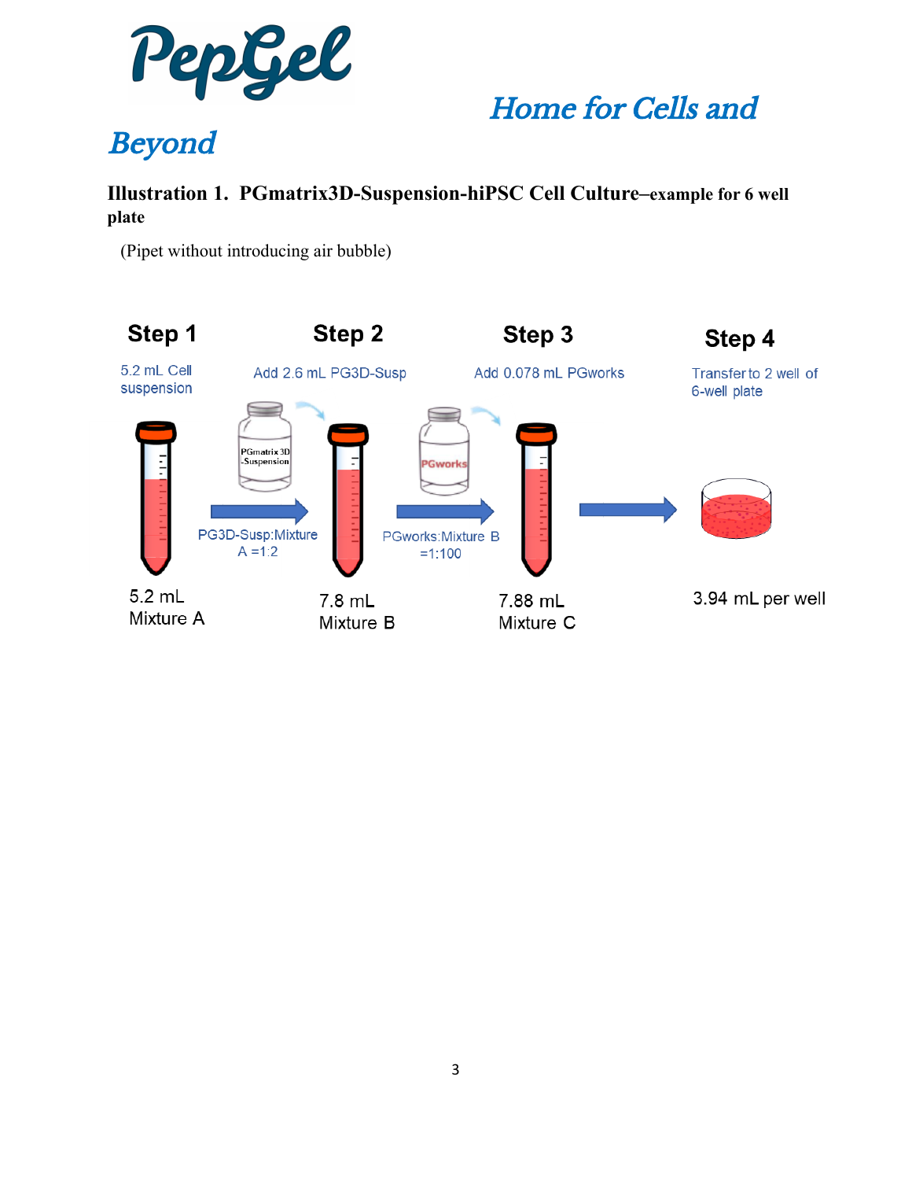# PepGel

## *Home for Cells and Beyond*

**Illustration 1. PGmatrix3D-Suspension-hiPSC Cell Culture–example for 6 well plate**

(Pipet without introducing air bubble)

**Step 1**

5.2 mL Cell suspension

5.2 mL Mixture A

**Step 2**

Add 2.6 mL PG3D-Susp

PGmatrix 3D -Suspension

PG3D-Susp:Mixture A =1:2

7.8 mL Mixture B

**Step 3**

Add 0.078 mL PGworks

PGworks

PGworks:Mixture B =1:100

7.88 mL Mixture C

**Step 4**

Transfer to 2 well of 6-well plate

3.94 mL per well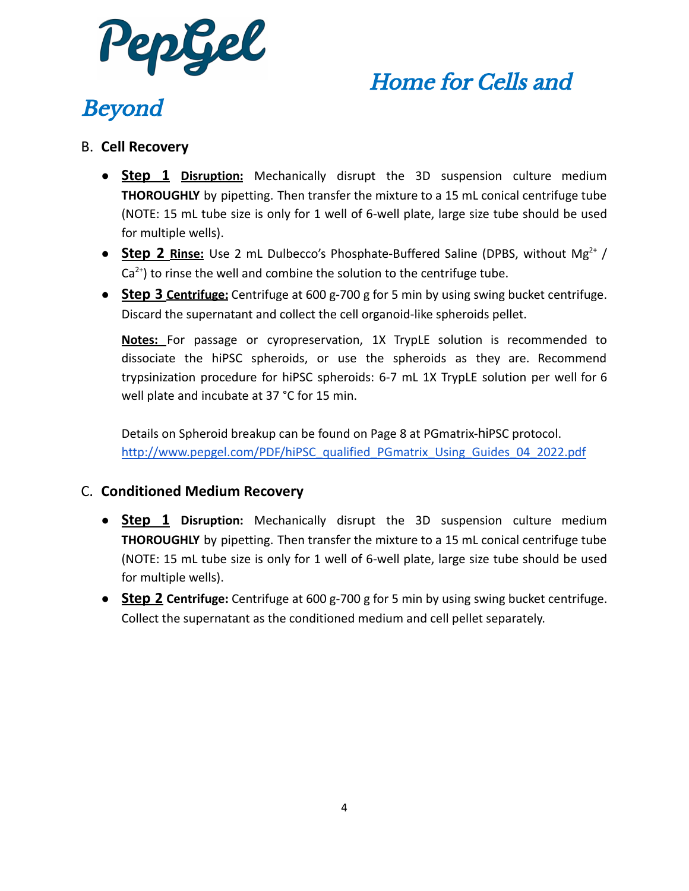## B. Cell Recovery

- **Step 1** **Disruption:** Mechanically disrupt the 3D suspension culture medium **THOROUGHLY** by pipetting. Then transfer the mixture to a 15 mL conical centrifuge tube (NOTE: 15 mL tube size is only for 1 well of 6-well plate, large size tube should be used for multiple wells).
- **Step 2** **Rinse:** Use 2 mL Dulbecco's Phosphate-Buffered Saline (DPBS, without $Mg^{2+}$ / $Ca^{2+}$) to rinse the well and combine the solution to the centrifuge tube.
- **Step 3** **Centrifuge:** Centrifuge at 600 g-700 g for 5 min by using swing bucket centrifuge. Discard the supernatant and collect the cell organoid-like spheroids pellet.

  **Notes:** For passage or cyropreservation, 1X TrypLE solution is recommended to dissociate the hiPSC spheroids, or use the spheroids as they are. Recommend trypsinization procedure for hiPSC spheroids: 6-7 mL 1X TrypLE solution per well for 6 well plate and incubate at 37 °C for 15 min.

  Details on Spheroid breakup can be found on Page 8 at PGmatrix-hiPSC protocol.
  http://www.pepgel.com/PDF/hiPSC_qualified_PGmatrix_Using_Guides_04_2022.pdf

## C. Conditioned Medium Recovery

- **Step 1** **Disruption:** Mechanically disrupt the 3D suspension culture medium **THOROUGHLY** by pipetting. Then transfer the mixture to a 15 mL conical centrifuge tube (NOTE: 15 mL tube size is only for 1 well of 6-well plate, large size tube should be used for multiple wells).
- **Step 2** **Centrifuge:** Centrifuge at 600 g-700 g for 5 min by using swing bucket centrifuge. Collect the supernatant as the conditioned medium and cell pellet separately.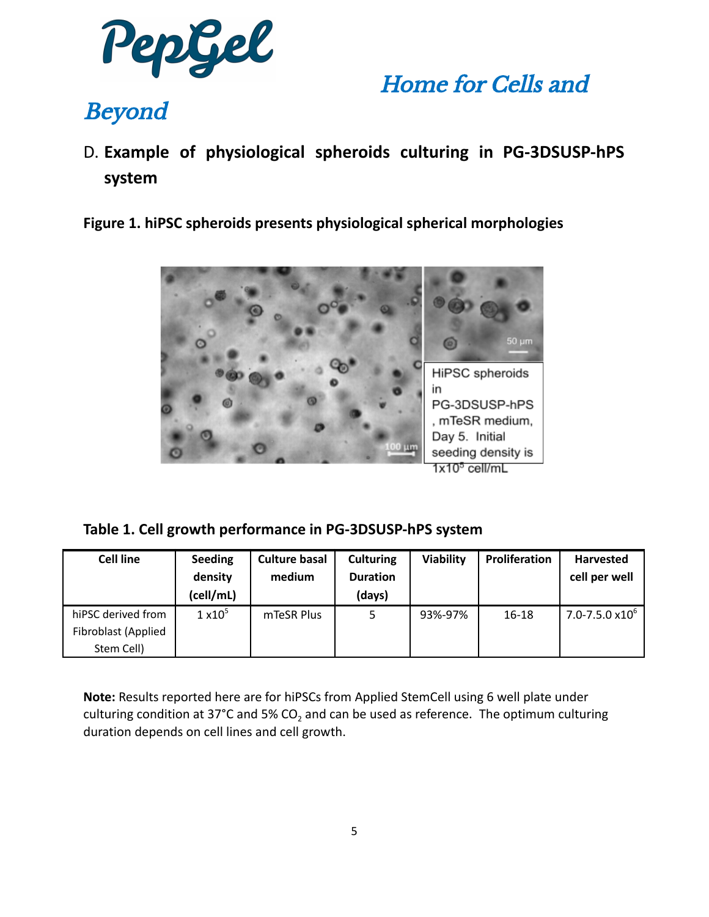D. **Example of physiological spheroids culturing in PG-3DSUSP-hPS system**

**Figure 1. hiPSC spheroids presents physiological spherical morphologies**

HiPSC spheroids in PG-3DSUSP-hPS, mTeSR medium, Day 5. Initial seeding density is $1 \times 10^5$ cell/mL

**Table 1. Cell growth performance in PG-3DSUSP-hPS system**

| Cell line | Seeding density (cell/mL) | Culture basal medium | Culturing Duration (days) | Viability | Proliferation | Harvested cell per well |
|---|---|---|---|---|---|---|
| hiPSC derived from Fibroblast (Applied Stem Cell) | $1 \times 10^5$ | mTeSR Plus | 5 | 93%-97% | 16-18 | $7.0\text{-}7.5.0 \times 10^6$ |

**Note:** Results reported here are for hiPSCs from Applied StemCell using 6 well plate under culturing condition at 37°C and 5% $CO_2$ and can be used as reference. The optimum culturing duration depends on cell lines and cell growth.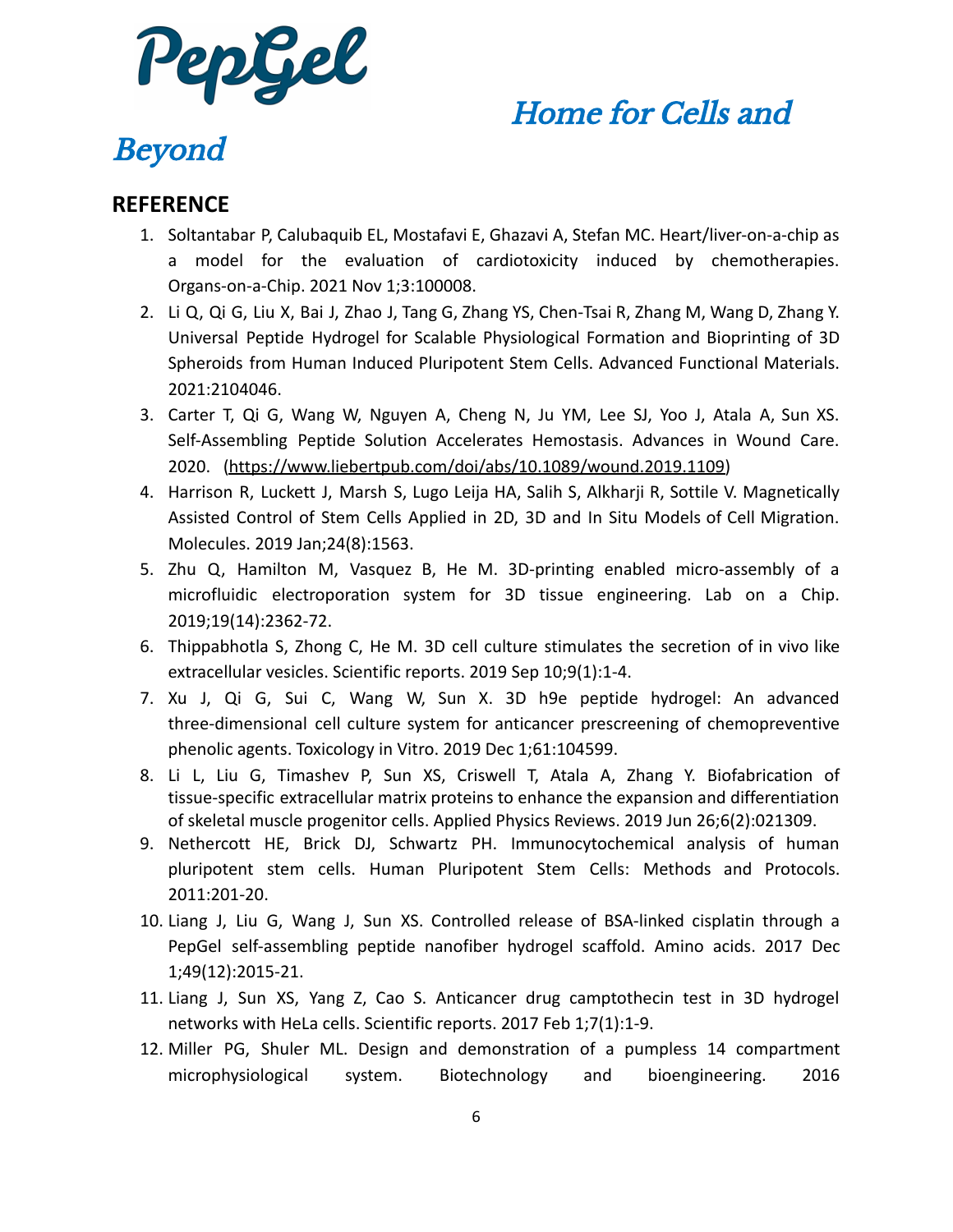## REFERENCE

1. Soltantabar P, Calubaquib EL, Mostafavi E, Ghazavi A, Stefan MC. Heart/liver-on-a-chip as a model for the evaluation of cardiotoxicity induced by chemotherapies. Organs-on-a-Chip. 2021 Nov 1;3:100008.
2. Li Q, Qi G, Liu X, Bai J, Zhao J, Tang G, Zhang YS, Chen-Tsai R, Zhang M, Wang D, Zhang Y. Universal Peptide Hydrogel for Scalable Physiological Formation and Bioprinting of 3D Spheroids from Human Induced Pluripotent Stem Cells. Advanced Functional Materials. 2021:2104046.
3. Carter T, Qi G, Wang W, Nguyen A, Cheng N, Ju YM, Lee SJ, Yoo J, Atala A, Sun XS. Self-Assembling Peptide Solution Accelerates Hemostasis. Advances in Wound Care. 2020. (https://www.liebertpub.com/doi/abs/10.1089/wound.2019.1109)
4. Harrison R, Luckett J, Marsh S, Lugo Leija HA, Salih S, Alkharji R, Sottile V. Magnetically Assisted Control of Stem Cells Applied in 2D, 3D and In Situ Models of Cell Migration. Molecules. 2019 Jan;24(8):1563.
5. Zhu Q, Hamilton M, Vasquez B, He M. 3D-printing enabled micro-assembly of a microfluidic electroporation system for 3D tissue engineering. Lab on a Chip. 2019;19(14):2362-72.
6. Thippabhotla S, Zhong C, He M. 3D cell culture stimulates the secretion of in vivo like extracellular vesicles. Scientific reports. 2019 Sep 10;9(1):1-4.
7. Xu J, Qi G, Sui C, Wang W, Sun X. 3D h9e peptide hydrogel: An advanced three-dimensional cell culture system for anticancer prescreening of chemopreventive phenolic agents. Toxicology in Vitro. 2019 Dec 1;61:104599.
8. Li L, Liu G, Timashev P, Sun XS, Criswell T, Atala A, Zhang Y. Biofabrication of tissue-specific extracellular matrix proteins to enhance the expansion and differentiation of skeletal muscle progenitor cells. Applied Physics Reviews. 2019 Jun 26;6(2):021309.
9. Nethercott HE, Brick DJ, Schwartz PH. Immunocytochemical analysis of human pluripotent stem cells. Human Pluripotent Stem Cells: Methods and Protocols. 2011:201-20.
10. Liang J, Liu G, Wang J, Sun XS. Controlled release of BSA-linked cisplatin through a PepGel self-assembling peptide nanofiber hydrogel scaffold. Amino acids. 2017 Dec 1;49(12):2015-21.
11. Liang J, Sun XS, Yang Z, Cao S. Anticancer drug camptothecin test in 3D hydrogel networks with HeLa cells. Scientific reports. 2017 Feb 1;7(1):1-9.
12. Miller PG, Shuler ML. Design and demonstration of a pumpless 14 compartment microphysiological system. Biotechnology and bioengineering. 2016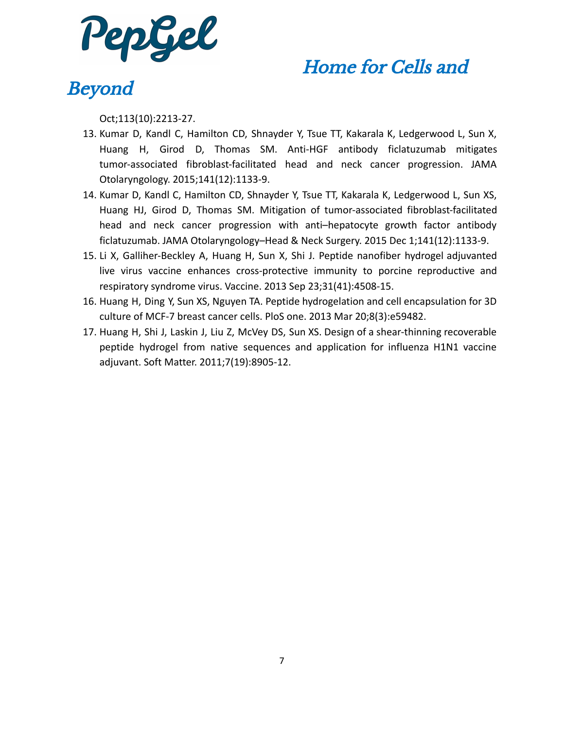Oct;113(10):2213-27.

13. Kumar D, Kandl C, Hamilton CD, Shnayder Y, Tsue TT, Kakarala K, Ledgerwood L, Sun X, Huang H, Girod D, Thomas SM. Anti-HGF antibody ficlatuzumab mitigates tumor-associated fibroblast-facilitated head and neck cancer progression. JAMA Otolaryngology. 2015;141(12):1133-9.
14. Kumar D, Kandl C, Hamilton CD, Shnayder Y, Tsue TT, Kakarala K, Ledgerwood L, Sun XS, Huang HJ, Girod D, Thomas SM. Mitigation of tumor-associated fibroblast-facilitated head and neck cancer progression with anti–hepatocyte growth factor antibody ficlatuzumab. JAMA Otolaryngology–Head & Neck Surgery. 2015 Dec 1;141(12):1133-9.
15. Li X, Galliher-Beckley A, Huang H, Sun X, Shi J. Peptide nanofiber hydrogel adjuvanted live virus vaccine enhances cross-protective immunity to porcine reproductive and respiratory syndrome virus. Vaccine. 2013 Sep 23;31(41):4508-15.
16. Huang H, Ding Y, Sun XS, Nguyen TA. Peptide hydrogelation and cell encapsulation for 3D culture of MCF-7 breast cancer cells. PloS one. 2013 Mar 20;8(3):e59482.
17. Huang H, Shi J, Laskin J, Liu Z, McVey DS, Sun XS. Design of a shear-thinning recoverable peptide hydrogel from native sequences and application for influenza H1N1 vaccine adjuvant. Soft Matter. 2011;7(19):8905-12.